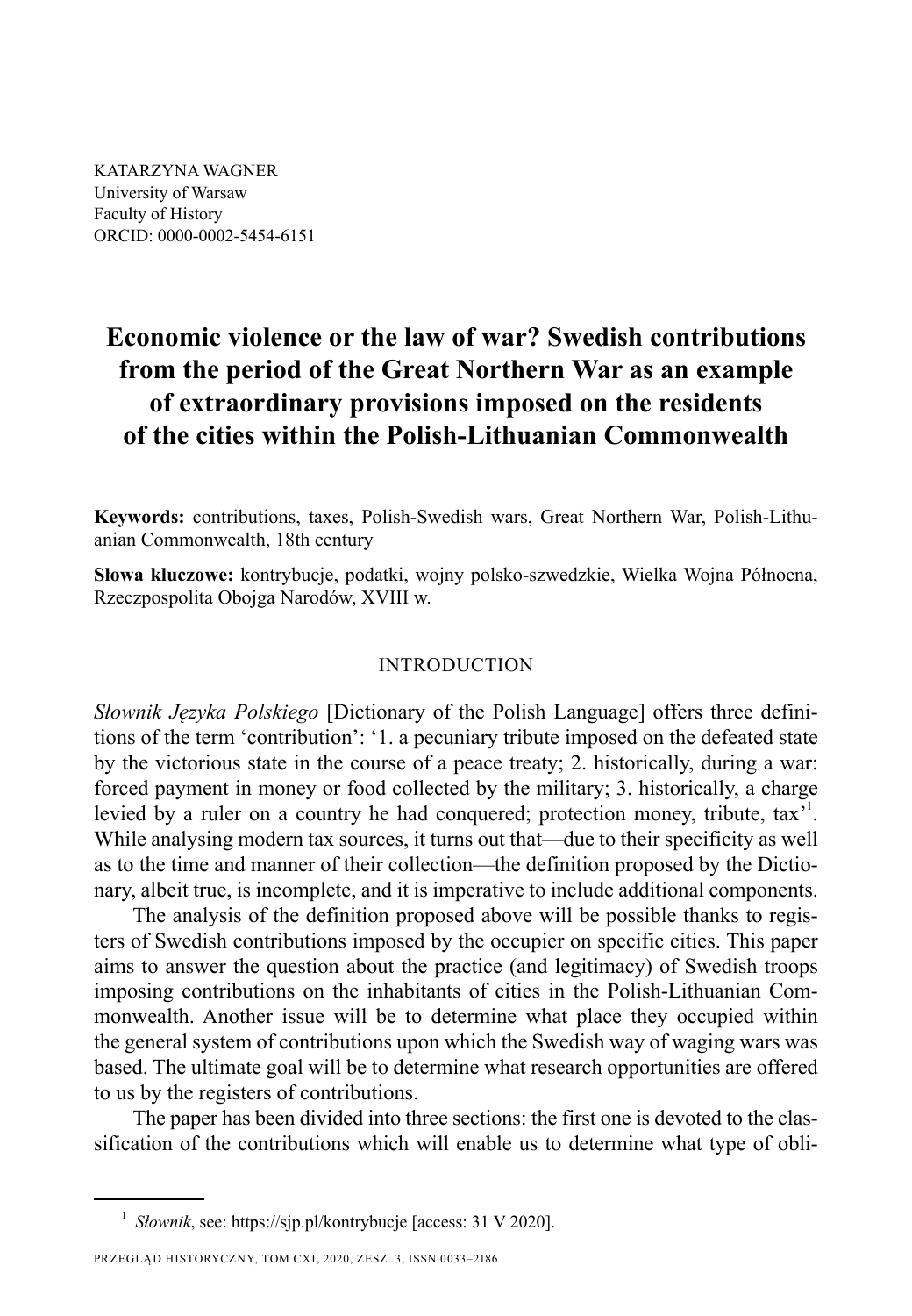KATARZYNA WAGNER
University of Warsaw
Faculty of History
ORCID: 0000-0002-5454-6151

# Economic violence or the law of war? Swedish contributions from the period of the Great Northern War as an example of extraordinary provisions imposed on the residents of the cities within the Polish-Lithuanian Commonwealth

**Keywords:** contributions, taxes, Polish-Swedish wars, Great Northern War, Polish-Lithuanian Commonwealth, 18th century

**Słowa kluczowe:** kontrybucje, podatki, wojny polsko-szwedzkie, Wielka Wojna Północna, Rzeczpospolita Obojga Narodów, XVIII w.

## INTRODUCTION

*Słownik Języka Polskiego* [Dictionary of the Polish Language] offers three definitions of the term 'contribution': '1. a pecuniary tribute imposed on the defeated state by the victorious state in the course of a peace treaty; 2. historically, during a war: forced payment in money or food collected by the military; 3. historically, a charge levied by a ruler on a country he had conquered; protection money, tribute, tax'[1]. While analysing modern tax sources, it turns out that—due to their specificity as well as to the time and manner of their collection—the definition proposed by the Dictionary, albeit true, is incomplete, and it is imperative to include additional components.

The analysis of the definition proposed above will be possible thanks to registers of Swedish contributions imposed by the occupier on specific cities. This paper aims to answer the question about the practice (and legitimacy) of Swedish troops imposing contributions on the inhabitants of cities in the Polish-Lithuanian Commonwealth. Another issue will be to determine what place they occupied within the general system of contributions upon which the Swedish way of waging wars was based. The ultimate goal will be to determine what research opportunities are offered to us by the registers of contributions.

The paper has been divided into three sections: the first one is devoted to the classification of the contributions which will enable us to determine what type of obli-

[1] *Słownik*, see: https://sjp.pl/kontrybucje [access: 31 V 2020].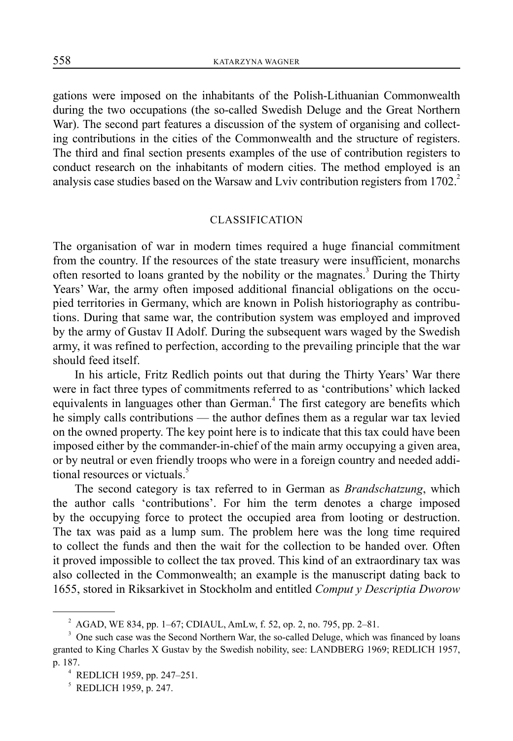gations were imposed on the inhabitants of the Polish-Lithuanian Commonwealth during the two occupations (the so-called Swedish Deluge and the Great Northern War). The second part features a discussion of the system of organising and collecting contributions in the cities of the Commonwealth and the structure of registers. The third and final section presents examples of the use of contribution registers to conduct research on the inhabitants of modern cities. The method employed is an analysis case studies based on the Warsaw and Lviv contribution registers from 1702.[2]

## CLASSIFICATION

The organisation of war in modern times required a huge financial commitment from the country. If the resources of the state treasury were insufficient, monarchs often resorted to loans granted by the nobility or the magnates.[3] During the Thirty Years' War, the army often imposed additional financial obligations on the occupied territories in Germany, which are known in Polish historiography as contributions. During that same war, the contribution system was employed and improved by the army of Gustav II Adolf. During the subsequent wars waged by the Swedish army, it was refined to perfection, according to the prevailing principle that the war should feed itself.

In his article, Fritz Redlich points out that during the Thirty Years' War there were in fact three types of commitments referred to as 'contributions' which lacked equivalents in languages other than German.[4] The first category are benefits which he simply calls contributions — the author defines them as a regular war tax levied on the owned property. The key point here is to indicate that this tax could have been imposed either by the commander-in-chief of the main army occupying a given area, or by neutral or even friendly troops who were in a foreign country and needed additional resources or victuals.[5]

The second category is tax referred to in German as *Brandschatzung*, which the author calls 'contributions'. For him the term denotes a charge imposed by the occupying force to protect the occupied area from looting or destruction. The tax was paid as a lump sum. The problem here was the long time required to collect the funds and then the wait for the collection to be handed over. Often it proved impossible to collect the tax proved. This kind of an extraordinary tax was also collected in the Commonwealth; an example is the manuscript dating back to 1655, stored in Riksarkivet in Stockholm and entitled *Comput y Descriptia Dworow*

---

[2] AGAD, WE 834, pp. 1–67; CDIAUL, AmLw, f. 52, op. 2, no. 795, pp. 2–81.

[3] One such case was the Second Northern War, the so-called Deluge, which was financed by loans granted to King Charles X Gustav by the Swedish nobility, see: LANDBERG 1969; REDLICH 1957, p. 187.

[4] REDLICH 1959, pp. 247–251.

[5] REDLICH 1959, p. 247.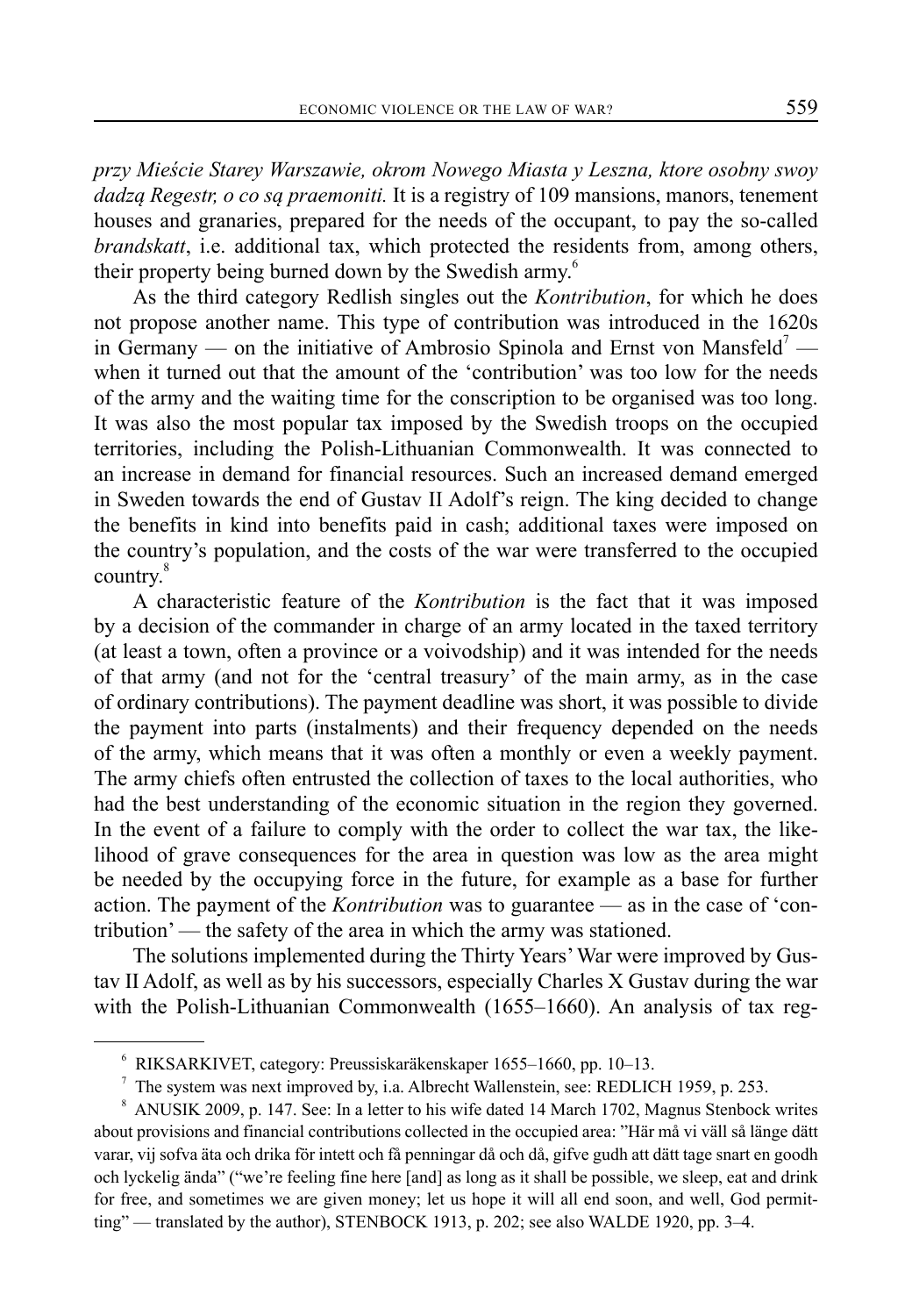*przy Mieście Starey Warszawie, okrom Nowego Miasta y Leszna, ktore osobny swoy dadzą Regestr, o co są praemoniti.* It is a registry of 109 mansions, manors, tenement houses and granaries, prepared for the needs of the occupant, to pay the so-called *brandskatt*, i.e. additional tax, which protected the residents from, among others, their property being burned down by the Swedish army.[6]

As the third category Redlish singles out the *Kontribution*, for which he does not propose another name. This type of contribution was introduced in the 1620s in Germany — on the initiative of Ambrosio Spinola and Ernst von Mansfeld[7] — when it turned out that the amount of the 'contribution' was too low for the needs of the army and the waiting time for the conscription to be organised was too long. It was also the most popular tax imposed by the Swedish troops on the occupied territories, including the Polish-Lithuanian Commonwealth. It was connected to an increase in demand for financial resources. Such an increased demand emerged in Sweden towards the end of Gustav II Adolf's reign. The king decided to change the benefits in kind into benefits paid in cash; additional taxes were imposed on the country's population, and the costs of the war were transferred to the occupied country.[8]

A characteristic feature of the *Kontribution* is the fact that it was imposed by a decision of the commander in charge of an army located in the taxed territory (at least a town, often a province or a voivodship) and it was intended for the needs of that army (and not for the 'central treasury' of the main army, as in the case of ordinary contributions). The payment deadline was short, it was possible to divide the payment into parts (instalments) and their frequency depended on the needs of the army, which means that it was often a monthly or even a weekly payment. The army chiefs often entrusted the collection of taxes to the local authorities, who had the best understanding of the economic situation in the region they governed. In the event of a failure to comply with the order to collect the war tax, the likelihood of grave consequences for the area in question was low as the area might be needed by the occupying force in the future, for example as a base for further action. The payment of the *Kontribution* was to guarantee — as in the case of 'contribution' — the safety of the area in which the army was stationed.

The solutions implemented during the Thirty Years' War were improved by Gustav II Adolf, as well as by his successors, especially Charles X Gustav during the war with the Polish-Lithuanian Commonwealth (1655–1660). An analysis of tax reg-

---

[6] RIKSARKIVET, category: Preussiskaräkenskaper 1655–1660, pp. 10–13.

[7] The system was next improved by, i.a. Albrecht Wallenstein, see: REDLICH 1959, p. 253.

[8] ANUSIK 2009, p. 147. See: In a letter to his wife dated 14 March 1702, Magnus Stenbock writes about provisions and financial contributions collected in the occupied area: "Här må vi väll så länge dätt varar, vij sofva äta och drika för intett och få penningar då och då, gifve gudh att dätt tage snart en goodh och lyckelig ända" ("we're feeling fine here [and] as long as it shall be possible, we sleep, eat and drink for free, and sometimes we are given money; let us hope it will all end soon, and well, God permitting" — translated by the author), STENBOCK 1913, p. 202; see also WALDE 1920, pp. 3–4.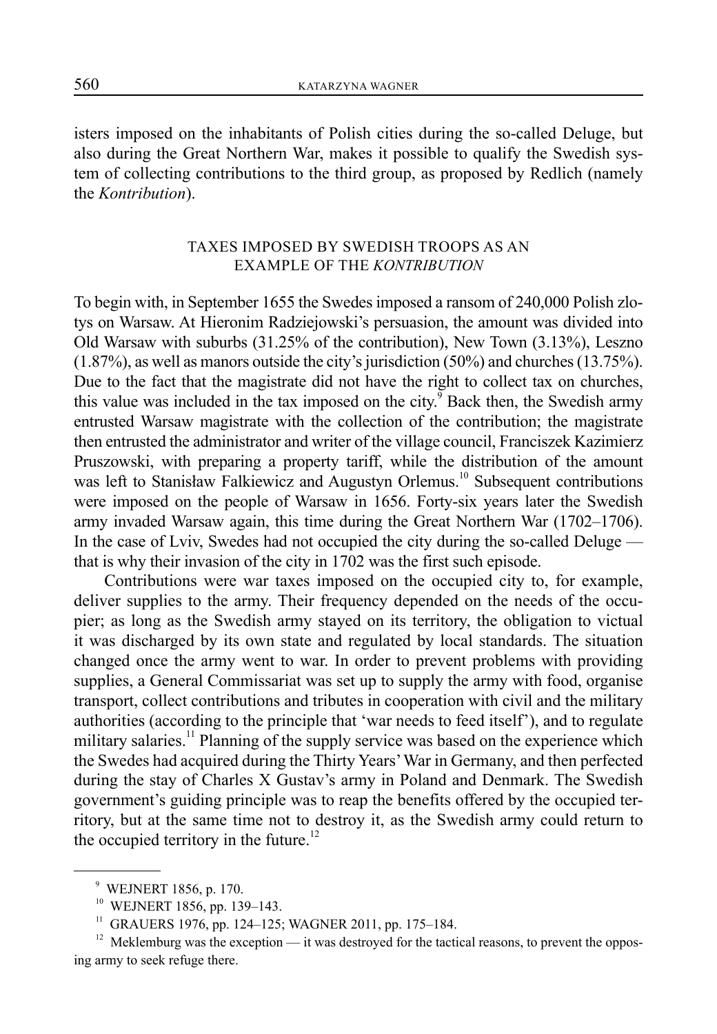isters imposed on the inhabitants of Polish cities during the so-called Deluge, but also during the Great Northern War, makes it possible to qualify the Swedish system of collecting contributions to the third group, as proposed by Redlich (namely the *Kontribution*).

## TAXES IMPOSED BY SWEDISH TROOPS AS AN EXAMPLE OF THE *KONTRIBUTION*

To begin with, in September 1655 the Swedes imposed a ransom of 240,000 Polish zlotys on Warsaw. At Hieronim Radziejowski's persuasion, the amount was divided into Old Warsaw with suburbs (31.25% of the contribution), New Town (3.13%), Leszno (1.87%), as well as manors outside the city's jurisdiction (50%) and churches (13.75%). Due to the fact that the magistrate did not have the right to collect tax on churches, this value was included in the tax imposed on the city.[9] Back then, the Swedish army entrusted Warsaw magistrate with the collection of the contribution; the magistrate then entrusted the administrator and writer of the village council, Franciszek Kazimierz Pruszowski, with preparing a property tariff, while the distribution of the amount was left to Stanisław Falkiewicz and Augustyn Orlemus.[10] Subsequent contributions were imposed on the people of Warsaw in 1656. Forty-six years later the Swedish army invaded Warsaw again, this time during the Great Northern War (1702–1706). In the case of Lviv, Swedes had not occupied the city during the so-called Deluge — that is why their invasion of the city in 1702 was the first such episode.

Contributions were war taxes imposed on the occupied city to, for example, deliver supplies to the army. Their frequency depended on the needs of the occupier; as long as the Swedish army stayed on its territory, the obligation to victual it was discharged by its own state and regulated by local standards. The situation changed once the army went to war. In order to prevent problems with providing supplies, a General Commissariat was set up to supply the army with food, organise transport, collect contributions and tributes in cooperation with civil and the military authorities (according to the principle that 'war needs to feed itself'), and to regulate military salaries.[11] Planning of the supply service was based on the experience which the Swedes had acquired during the Thirty Years' War in Germany, and then perfected during the stay of Charles X Gustav's army in Poland and Denmark. The Swedish government's guiding principle was to reap the benefits offered by the occupied territory, but at the same time not to destroy it, as the Swedish army could return to the occupied territory in the future.[12]

---

[9] WEJNERT 1856, p. 170.

[10] WEJNERT 1856, pp. 139–143.

[11] GRAUERS 1976, pp. 124–125; WAGNER 2011, pp. 175–184.

[12] Meklemburg was the exception — it was destroyed for the tactical reasons, to prevent the opposing army to seek refuge there.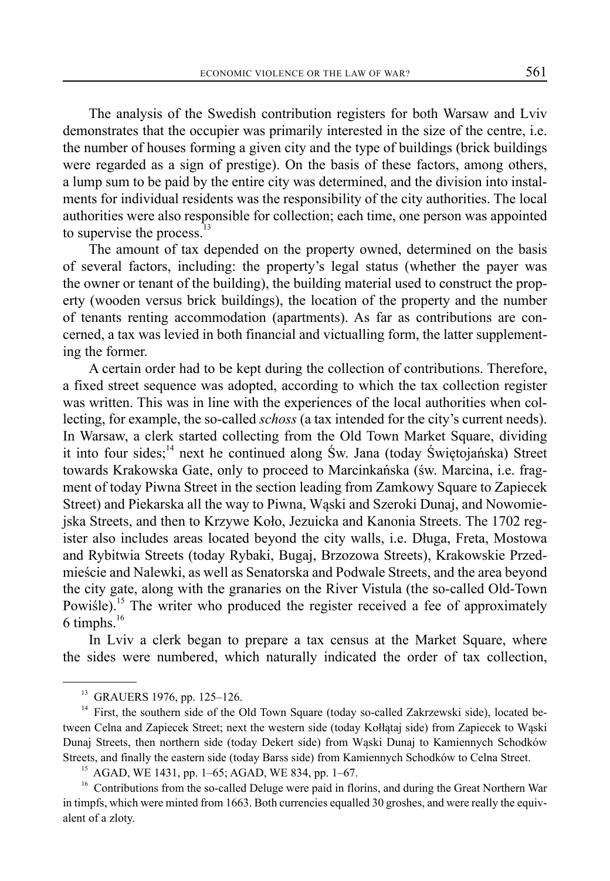The analysis of the Swedish contribution registers for both Warsaw and Lviv demonstrates that the occupier was primarily interested in the size of the centre, i.e. the number of houses forming a given city and the type of buildings (brick buildings were regarded as a sign of prestige). On the basis of these factors, among others, a lump sum to be paid by the entire city was determined, and the division into instalments for individual residents was the responsibility of the city authorities. The local authorities were also responsible for collection; each time, one person was appointed to supervise the process.[13]

The amount of tax depended on the property owned, determined on the basis of several factors, including: the property's legal status (whether the payer was the owner or tenant of the building), the building material used to construct the property (wooden versus brick buildings), the location of the property and the number of tenants renting accommodation (apartments). As far as contributions are concerned, a tax was levied in both financial and victualling form, the latter supplementing the former.

A certain order had to be kept during the collection of contributions. Therefore, a fixed street sequence was adopted, according to which the tax collection register was written. This was in line with the experiences of the local authorities when collecting, for example, the so-called *schoss* (a tax intended for the city's current needs). In Warsaw, a clerk started collecting from the Old Town Market Square, dividing it into four sides;[14] next he continued along Św. Jana (today Świętojańska) Street towards Krakowska Gate, only to proceed to Marcinkańska (św. Marcina, i.e. fragment of today Piwna Street in the section leading from Zamkowy Square to Zapiecek Street) and Piekarska all the way to Piwna, Wąski and Szeroki Dunaj, and Nowomiejska Streets, and then to Krzywe Koło, Jezuicka and Kanonia Streets. The 1702 register also includes areas located beyond the city walls, i.e. Długa, Freta, Mostowa and Rybitwia Streets (today Rybaki, Bugaj, Brzozowa Streets), Krakowskie Przedmieście and Nalewki, as well as Senatorska and Podwale Streets, and the area beyond the city gate, along with the granaries on the River Vistula (the so-called Old-Town Powiśle).[15] The writer who produced the register received a fee of approximately 6 timphs.[16]

In Lviv a clerk began to prepare a tax census at the Market Square, where the sides were numbered, which naturally indicated the order of tax collection,

---

[13] GRAUERS 1976, pp. 125–126.

[14] First, the southern side of the Old Town Square (today so-called Zakrzewski side), located between Celna and Zapiecek Street; next the western side (today Kołłątaj side) from Zapiecek to Wąski Dunaj Streets, then northern side (today Dekert side) from Wąski Dunaj to Kamiennych Schodków Streets, and finally the eastern side (today Barss side) from Kamiennych Schodków to Celna Street.

[15] AGAD, WE 1431, pp. 1–65; AGAD, WE 834, pp. 1–67.

[16] Contributions from the so-called Deluge were paid in florins, and during the Great Northern War in timpfs, which were minted from 1663. Both currencies equalled 30 groshes, and were really the equivalent of a zloty.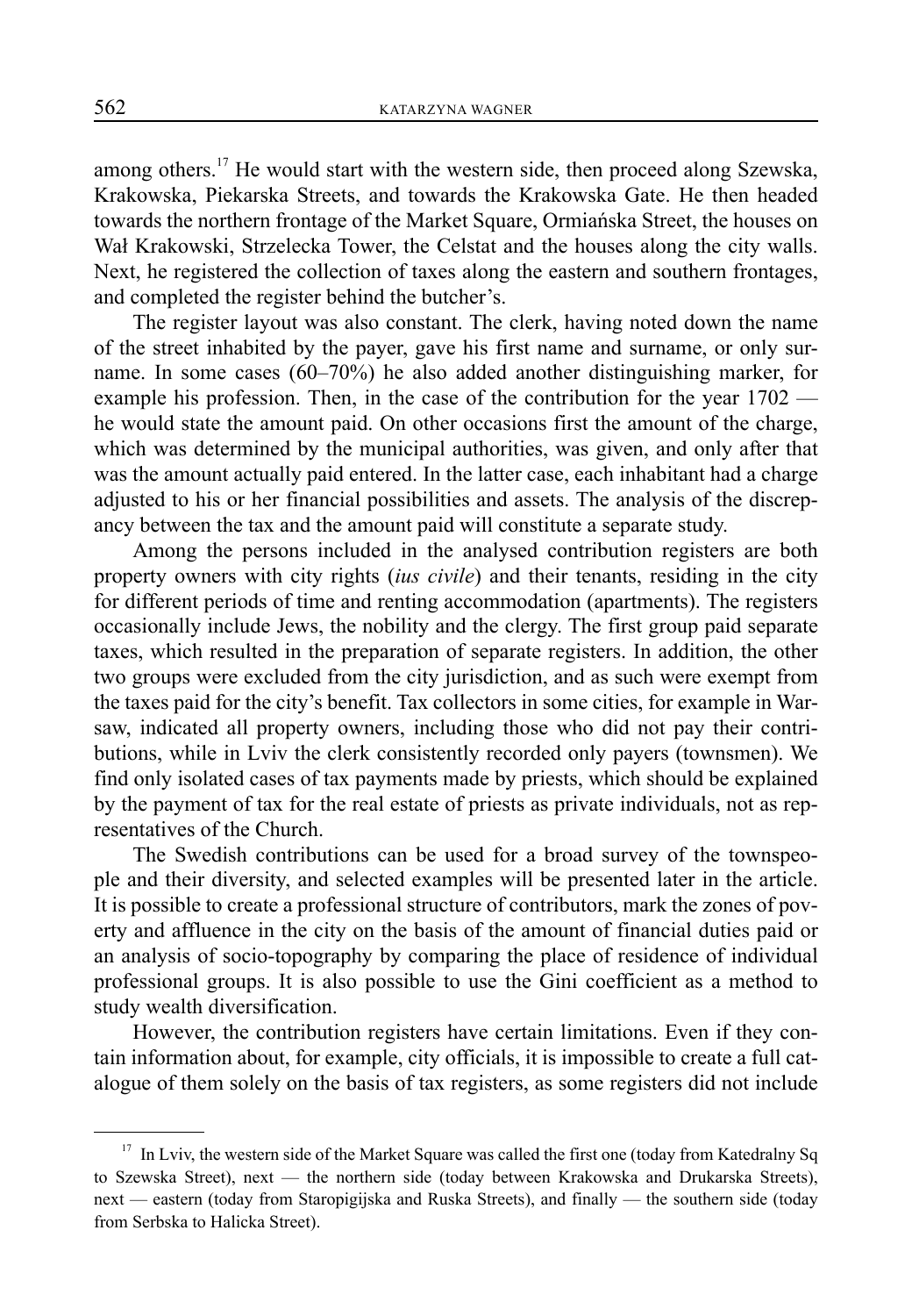among others.[17] He would start with the western side, then proceed along Szewska, Krakowska, Piekarska Streets, and towards the Krakowska Gate. He then headed towards the northern frontage of the Market Square, Ormiańska Street, the houses on Wał Krakowski, Strzelecka Tower, the Celstat and the houses along the city walls. Next, he registered the collection of taxes along the eastern and southern frontages, and completed the register behind the butcher's.

The register layout was also constant. The clerk, having noted down the name of the street inhabited by the payer, gave his first name and surname, or only surname. In some cases (60–70%) he also added another distinguishing marker, for example his profession. Then, in the case of the contribution for the year 1702 — he would state the amount paid. On other occasions first the amount of the charge, which was determined by the municipal authorities, was given, and only after that was the amount actually paid entered. In the latter case, each inhabitant had a charge adjusted to his or her financial possibilities and assets. The analysis of the discrepancy between the tax and the amount paid will constitute a separate study.

Among the persons included in the analysed contribution registers are both property owners with city rights (*ius civile*) and their tenants, residing in the city for different periods of time and renting accommodation (apartments). The registers occasionally include Jews, the nobility and the clergy. The first group paid separate taxes, which resulted in the preparation of separate registers. In addition, the other two groups were excluded from the city jurisdiction, and as such were exempt from the taxes paid for the city's benefit. Tax collectors in some cities, for example in Warsaw, indicated all property owners, including those who did not pay their contributions, while in Lviv the clerk consistently recorded only payers (townsmen). We find only isolated cases of tax payments made by priests, which should be explained by the payment of tax for the real estate of priests as private individuals, not as representatives of the Church.

The Swedish contributions can be used for a broad survey of the townspeople and their diversity, and selected examples will be presented later in the article. It is possible to create a professional structure of contributors, mark the zones of poverty and affluence in the city on the basis of the amount of financial duties paid or an analysis of socio-topography by comparing the place of residence of individual professional groups. It is also possible to use the Gini coefficient as a method to study wealth diversification.

However, the contribution registers have certain limitations. Even if they contain information about, for example, city officials, it is impossible to create a full catalogue of them solely on the basis of tax registers, as some registers did not include

---

[17] In Lviv, the western side of the Market Square was called the first one (today from Katedralny Sq to Szewska Street), next — the northern side (today between Krakowska and Drukarska Streets), next — eastern (today from Staropigijska and Ruska Streets), and finally — the southern side (today from Serbska to Halicka Street).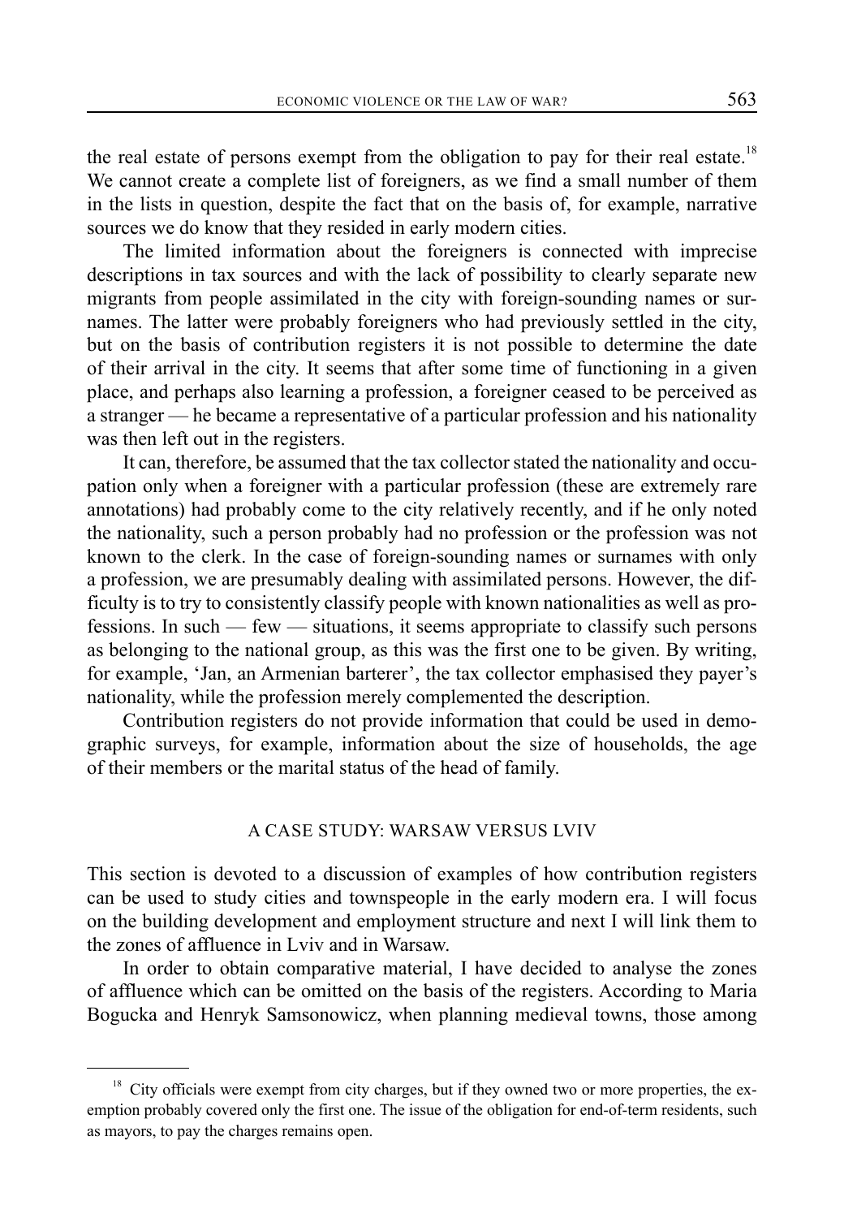the real estate of persons exempt from the obligation to pay for their real estate.[18] We cannot create a complete list of foreigners, as we find a small number of them in the lists in question, despite the fact that on the basis of, for example, narrative sources we do know that they resided in early modern cities.

The limited information about the foreigners is connected with imprecise descriptions in tax sources and with the lack of possibility to clearly separate new migrants from people assimilated in the city with foreign-sounding names or surnames. The latter were probably foreigners who had previously settled in the city, but on the basis of contribution registers it is not possible to determine the date of their arrival in the city. It seems that after some time of functioning in a given place, and perhaps also learning a profession, a foreigner ceased to be perceived as a stranger — he became a representative of a particular profession and his nationality was then left out in the registers.

It can, therefore, be assumed that the tax collector stated the nationality and occupation only when a foreigner with a particular profession (these are extremely rare annotations) had probably come to the city relatively recently, and if he only noted the nationality, such a person probably had no profession or the profession was not known to the clerk. In the case of foreign-sounding names or surnames with only a profession, we are presumably dealing with assimilated persons. However, the difficulty is to try to consistently classify people with known nationalities as well as professions. In such — few — situations, it seems appropriate to classify such persons as belonging to the national group, as this was the first one to be given. By writing, for example, 'Jan, an Armenian barterer', the tax collector emphasised they payer's nationality, while the profession merely complemented the description.

Contribution registers do not provide information that could be used in demographic surveys, for example, information about the size of households, the age of their members or the marital status of the head of family.

## A CASE STUDY: WARSAW VERSUS LVIV

This section is devoted to a discussion of examples of how contribution registers can be used to study cities and townspeople in the early modern era. I will focus on the building development and employment structure and next I will link them to the zones of affluence in Lviv and in Warsaw.

In order to obtain comparative material, I have decided to analyse the zones of affluence which can be omitted on the basis of the registers. According to Maria Bogucka and Henryk Samsonowicz, when planning medieval towns, those among

---

[18] City officials were exempt from city charges, but if they owned two or more properties, the exemption probably covered only the first one. The issue of the obligation for end-of-term residents, such as mayors, to pay the charges remains open.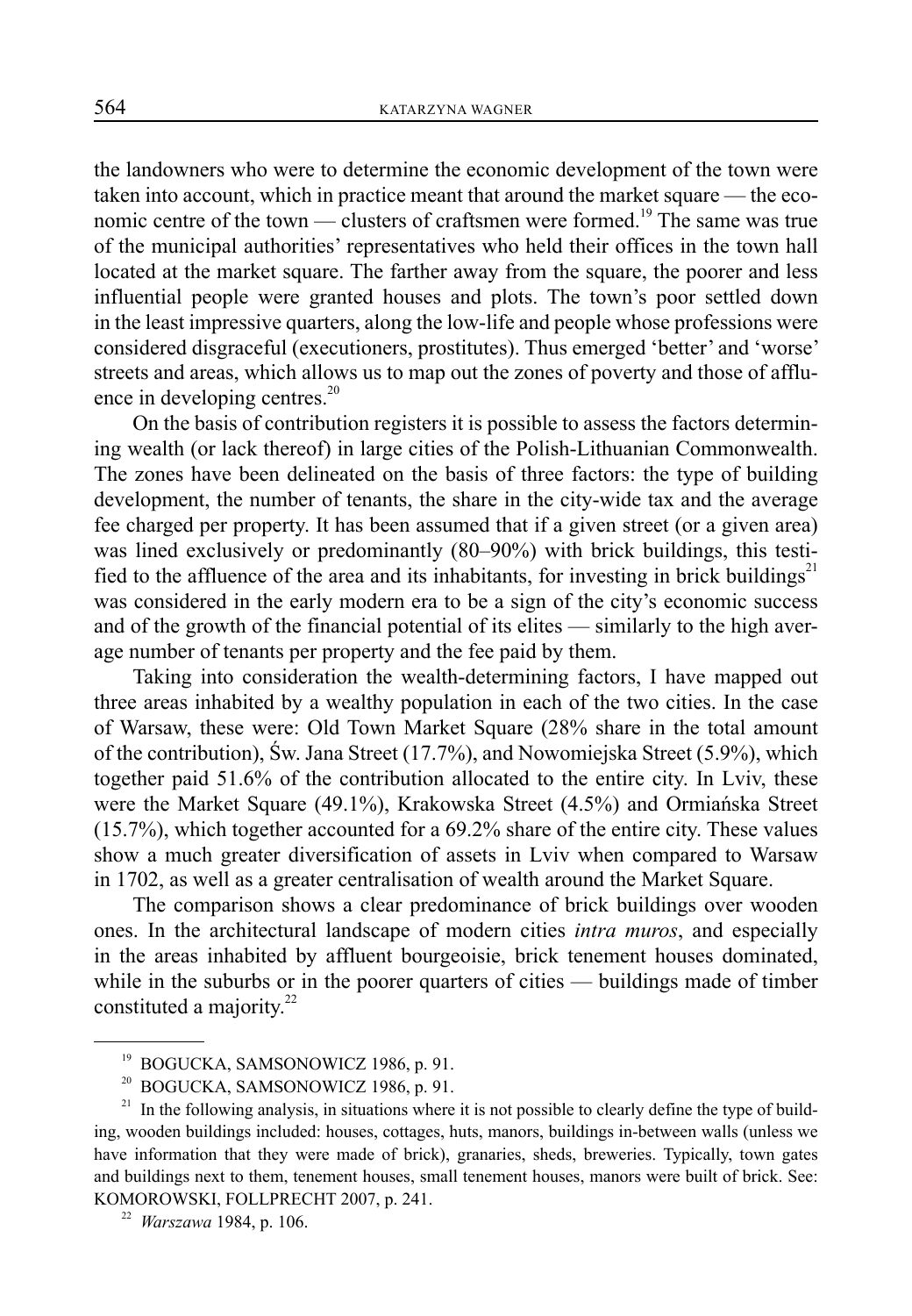the landowners who were to determine the economic development of the town were taken into account, which in practice meant that around the market square — the economic centre of the town — clusters of craftsmen were formed.[19] The same was true of the municipal authorities' representatives who held their offices in the town hall located at the market square. The farther away from the square, the poorer and less influential people were granted houses and plots. The town's poor settled down in the least impressive quarters, along the low-life and people whose professions were considered disgraceful (executioners, prostitutes). Thus emerged 'better' and 'worse' streets and areas, which allows us to map out the zones of poverty and those of affluence in developing centres.[20]

On the basis of contribution registers it is possible to assess the factors determining wealth (or lack thereof) in large cities of the Polish-Lithuanian Commonwealth. The zones have been delineated on the basis of three factors: the type of building development, the number of tenants, the share in the city-wide tax and the average fee charged per property. It has been assumed that if a given street (or a given area) was lined exclusively or predominantly (80–90%) with brick buildings, this testified to the affluence of the area and its inhabitants, for investing in brick buildings[21] was considered in the early modern era to be a sign of the city's economic success and of the growth of the financial potential of its elites — similarly to the high average number of tenants per property and the fee paid by them.

Taking into consideration the wealth-determining factors, I have mapped out three areas inhabited by a wealthy population in each of the two cities. In the case of Warsaw, these were: Old Town Market Square (28% share in the total amount of the contribution), Św. Jana Street (17.7%), and Nowomiejska Street (5.9%), which together paid 51.6% of the contribution allocated to the entire city. In Lviv, these were the Market Square (49.1%), Krakowska Street (4.5%) and Ormiańska Street (15.7%), which together accounted for a 69.2% share of the entire city. These values show a much greater diversification of assets in Lviv when compared to Warsaw in 1702, as well as a greater centralisation of wealth around the Market Square.

The comparison shows a clear predominance of brick buildings over wooden ones. In the architectural landscape of modern cities *intra muros*, and especially in the areas inhabited by affluent bourgeoisie, brick tenement houses dominated, while in the suburbs or in the poorer quarters of cities — buildings made of timber constituted a majority.[22]

---

[19] BOGUCKA, SAMSONOWICZ 1986, p. 91.

[20] BOGUCKA, SAMSONOWICZ 1986, p. 91.

[21] In the following analysis, in situations where it is not possible to clearly define the type of building, wooden buildings included: houses, cottages, huts, manors, buildings in-between walls (unless we have information that they were made of brick), granaries, sheds, breweries. Typically, town gates and buildings next to them, tenement houses, small tenement houses, manors were built of brick. See: KOMOROWSKI, FOLLPRECHT 2007, p. 241.

[22] *Warszawa* 1984, p. 106.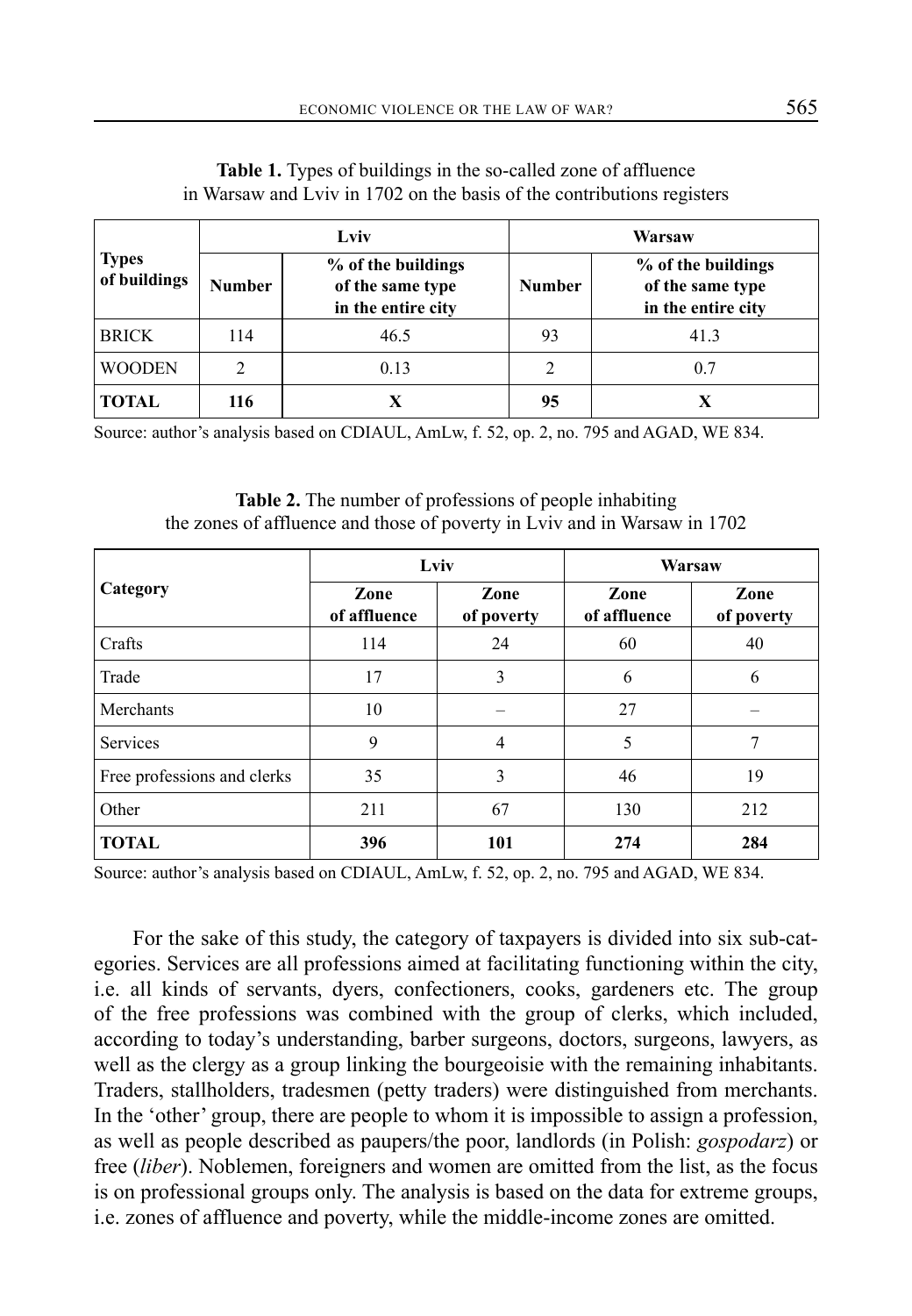**Table 1.** Types of buildings in the so-called zone of affluence in Warsaw and Lviv in 1702 on the basis of the contributions registers

| Types of buildings | Lviv | | Warsaw | |
|---|---|---|---|---|
| | Number | % of the buildings of the same type in the entire city | Number | % of the buildings of the same type in the entire city |
| BRICK | 114 | 46.5 | 93 | 41.3 |
| WOODEN | 2 | 0.13 | 2 | 0.7 |
| **TOTAL** | **116** | **X** | **95** | **X** |

Source: author's analysis based on CDIAUL, AmLw, f. 52, op. 2, no. 795 and AGAD, WE 834.

**Table 2.** The number of professions of people inhabiting the zones of affluence and those of poverty in Lviv and in Warsaw in 1702

| Category | Lviv | | Warsaw | |
|---|---|---|---|---|
| | Zone of affluence | Zone of poverty | Zone of affluence | Zone of poverty |
| Crafts | 114 | 24 | 60 | 40 |
| Trade | 17 | 3 | 6 | 6 |
| Merchants | 10 | – | 27 | – |
| Services | 9 | 4 | 5 | 7 |
| Free professions and clerks | 35 | 3 | 46 | 19 |
| Other | 211 | 67 | 130 | 212 |
| **TOTAL** | **396** | **101** | **274** | **284** |

Source: author's analysis based on CDIAUL, AmLw, f. 52, op. 2, no. 795 and AGAD, WE 834.

For the sake of this study, the category of taxpayers is divided into six sub-categories. Services are all professions aimed at facilitating functioning within the city, i.e. all kinds of servants, dyers, confectioners, cooks, gardeners etc. The group of the free professions was combined with the group of clerks, which included, according to today's understanding, barber surgeons, doctors, surgeons, lawyers, as well as the clergy as a group linking the bourgeoisie with the remaining inhabitants. Traders, stallholders, tradesmen (petty traders) were distinguished from merchants. In the 'other' group, there are people to whom it is impossible to assign a profession, as well as people described as paupers/the poor, landlords (in Polish: *gospodarz*) or free (*liber*). Noblemen, foreigners and women are omitted from the list, as the focus is on professional groups only. The analysis is based on the data for extreme groups, i.e. zones of affluence and poverty, while the middle-income zones are omitted.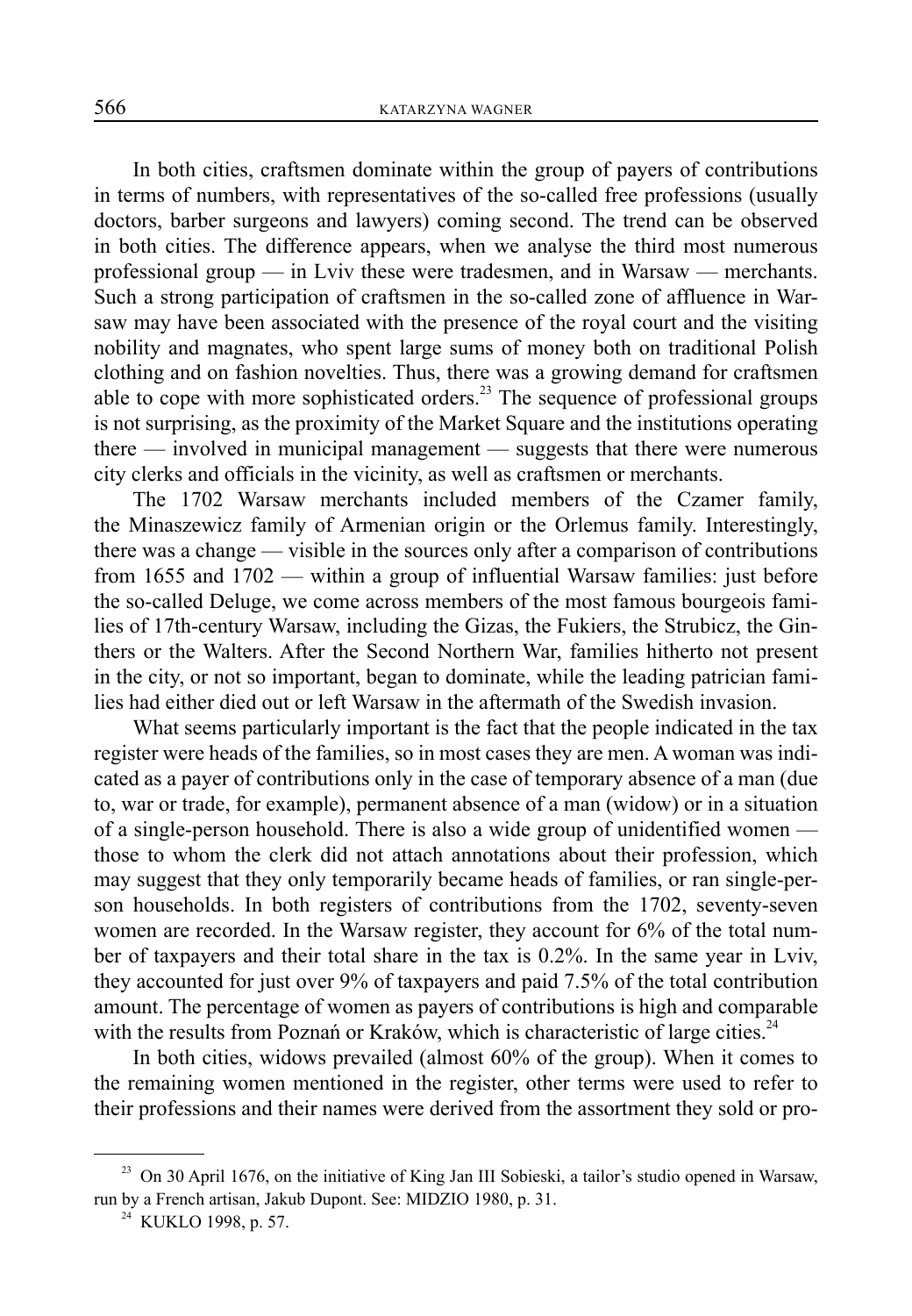In both cities, craftsmen dominate within the group of payers of contributions in terms of numbers, with representatives of the so-called free professions (usually doctors, barber surgeons and lawyers) coming second. The trend can be observed in both cities. The difference appears, when we analyse the third most numerous professional group — in Lviv these were tradesmen, and in Warsaw — merchants. Such a strong participation of craftsmen in the so-called zone of affluence in Warsaw may have been associated with the presence of the royal court and the visiting nobility and magnates, who spent large sums of money both on traditional Polish clothing and on fashion novelties. Thus, there was a growing demand for craftsmen able to cope with more sophisticated orders.[23] The sequence of professional groups is not surprising, as the proximity of the Market Square and the institutions operating there — involved in municipal management — suggests that there were numerous city clerks and officials in the vicinity, as well as craftsmen or merchants.

The 1702 Warsaw merchants included members of the Czamer family, the Minaszewicz family of Armenian origin or the Orlemus family. Interestingly, there was a change — visible in the sources only after a comparison of contributions from 1655 and 1702 — within a group of influential Warsaw families: just before the so-called Deluge, we come across members of the most famous bourgeois families of 17th-century Warsaw, including the Gizas, the Fukiers, the Strubicz, the Ginthers or the Walters. After the Second Northern War, families hitherto not present in the city, or not so important, began to dominate, while the leading patrician families had either died out or left Warsaw in the aftermath of the Swedish invasion.

What seems particularly important is the fact that the people indicated in the tax register were heads of the families, so in most cases they are men. A woman was indicated as a payer of contributions only in the case of temporary absence of a man (due to, war or trade, for example), permanent absence of a man (widow) or in a situation of a single-person household. There is also a wide group of unidentified women — those to whom the clerk did not attach annotations about their profession, which may suggest that they only temporarily became heads of families, or ran single-person households. In both registers of contributions from the 1702, seventy-seven women are recorded. In the Warsaw register, they account for 6% of the total number of taxpayers and their total share in the tax is 0.2%. In the same year in Lviv, they accounted for just over 9% of taxpayers and paid 7.5% of the total contribution amount. The percentage of women as payers of contributions is high and comparable with the results from Poznań or Kraków, which is characteristic of large cities.[24]

In both cities, widows prevailed (almost 60% of the group). When it comes to the remaining women mentioned in the register, other terms were used to refer to their professions and their names were derived from the assortment they sold or pro-

---

[23] On 30 April 1676, on the initiative of King Jan III Sobieski, a tailor's studio opened in Warsaw, run by a French artisan, Jakub Dupont. See: MIDZIO 1980, p. 31.

[24] KUKLO 1998, p. 57.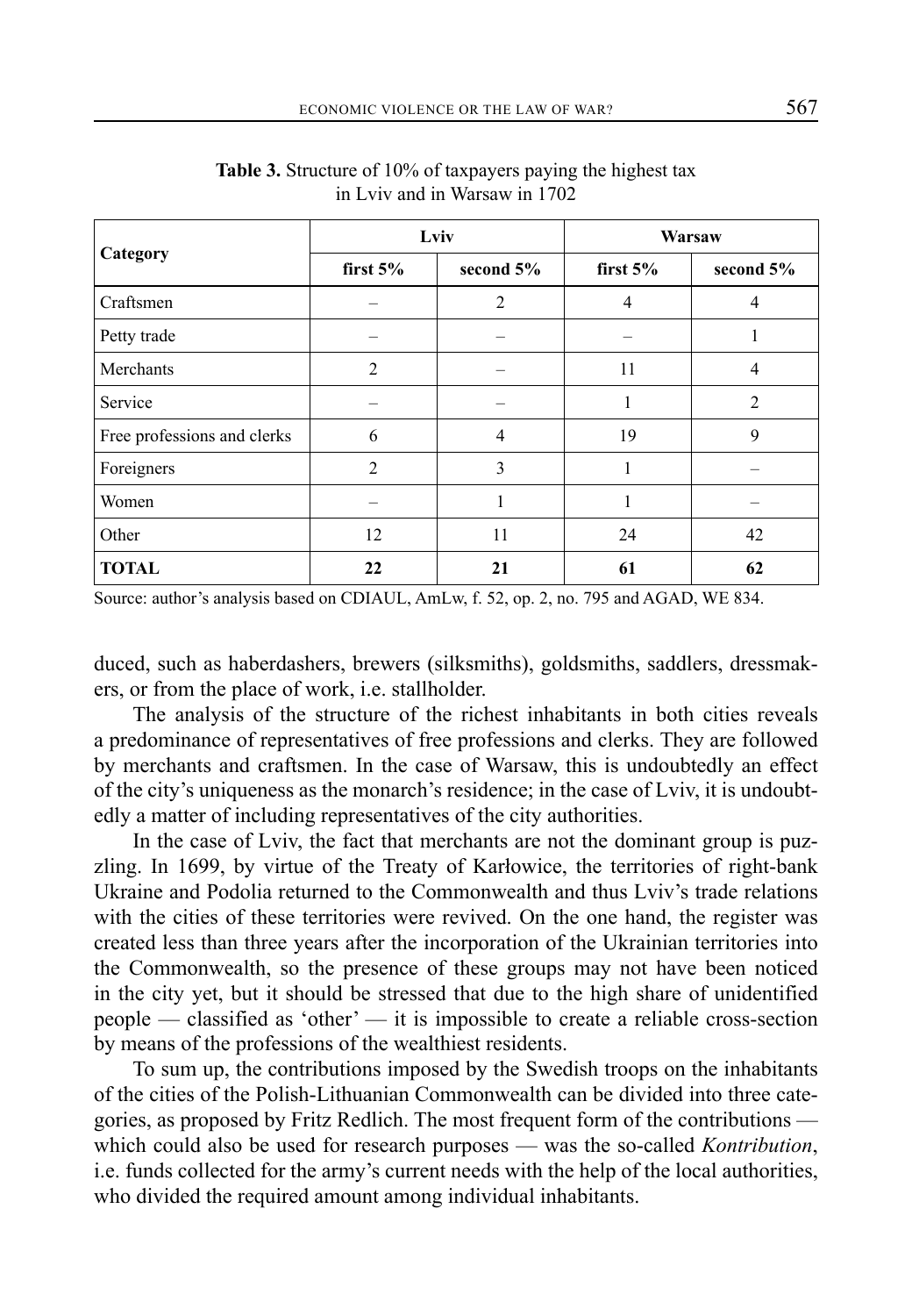**Table 3.** Structure of 10% of taxpayers paying the highest tax in Lviv and in Warsaw in 1702

| Category | Lviv | | Warsaw | |
|---|---|---|---|---|
| | first 5% | second 5% | first 5% | second 5% |
| Craftsmen | – | 2 | 4 | 4 |
| Petty trade | – | – | – | 1 |
| Merchants | 2 | – | 11 | 4 |
| Service | – | – | 1 | 2 |
| Free professions and clerks | 6 | 4 | 19 | 9 |
| Foreigners | 2 | 3 | 1 | – |
| Women | – | 1 | 1 | – |
| Other | 12 | 11 | 24 | 42 |
| **TOTAL** | **22** | **21** | **61** | **62** |

Source: author's analysis based on CDIAUL, AmLw, f. 52, op. 2, no. 795 and AGAD, WE 834.

duced, such as haberdashers, brewers (silksmiths), goldsmiths, saddlers, dressmakers, or from the place of work, i.e. stallholder.

The analysis of the structure of the richest inhabitants in both cities reveals a predominance of representatives of free professions and clerks. They are followed by merchants and craftsmen. In the case of Warsaw, this is undoubtedly an effect of the city's uniqueness as the monarch's residence; in the case of Lviv, it is undoubtedly a matter of including representatives of the city authorities.

In the case of Lviv, the fact that merchants are not the dominant group is puzzling. In 1699, by virtue of the Treaty of Karłowice, the territories of right-bank Ukraine and Podolia returned to the Commonwealth and thus Lviv's trade relations with the cities of these territories were revived. On the one hand, the register was created less than three years after the incorporation of the Ukrainian territories into the Commonwealth, so the presence of these groups may not have been noticed in the city yet, but it should be stressed that due to the high share of unidentified people — classified as 'other' — it is impossible to create a reliable cross-section by means of the professions of the wealthiest residents.

To sum up, the contributions imposed by the Swedish troops on the inhabitants of the cities of the Polish-Lithuanian Commonwealth can be divided into three categories, as proposed by Fritz Redlich. The most frequent form of the contributions — which could also be used for research purposes — was the so-called *Kontribution*, i.e. funds collected for the army's current needs with the help of the local authorities, who divided the required amount among individual inhabitants.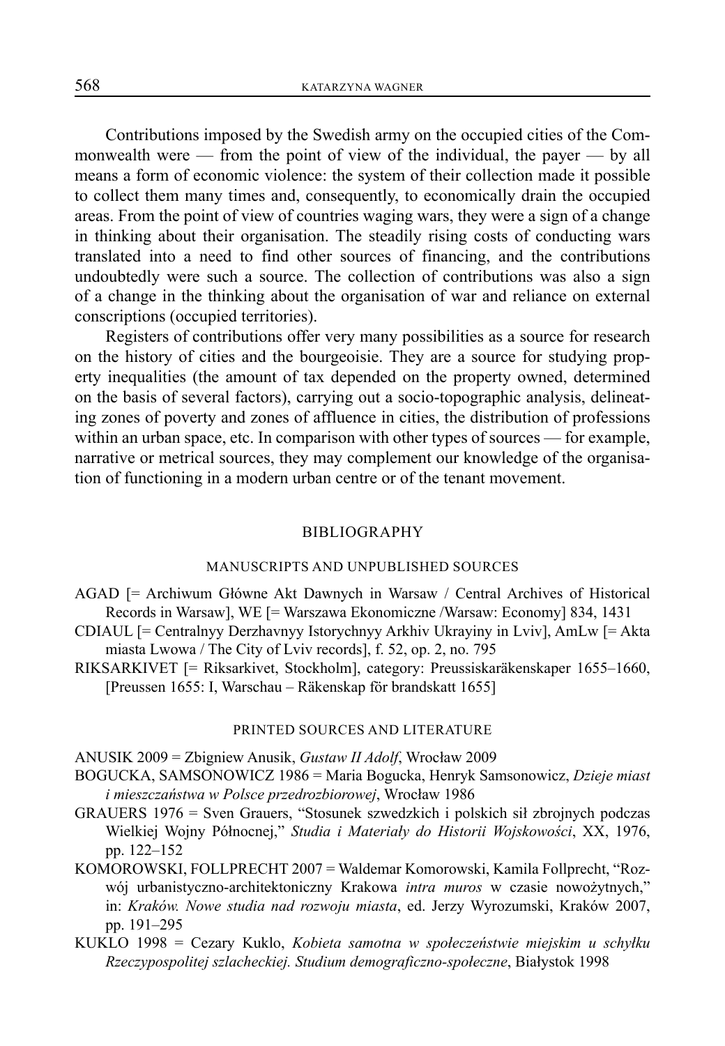Contributions imposed by the Swedish army on the occupied cities of the Commonwealth were — from the point of view of the individual, the payer — by all means a form of economic violence: the system of their collection made it possible to collect them many times and, consequently, to economically drain the occupied areas. From the point of view of countries waging wars, they were a sign of a change in thinking about their organisation. The steadily rising costs of conducting wars translated into a need to find other sources of financing, and the contributions undoubtedly were such a source. The collection of contributions was also a sign of a change in the thinking about the organisation of war and reliance on external conscriptions (occupied territories).

Registers of contributions offer very many possibilities as a source for research on the history of cities and the bourgeoisie. They are a source for studying property inequalities (the amount of tax depended on the property owned, determined on the basis of several factors), carrying out a socio-topographic analysis, delineating zones of poverty and zones of affluence in cities, the distribution of professions within an urban space, etc. In comparison with other types of sources — for example, narrative or metrical sources, they may complement our knowledge of the organisation of functioning in a modern urban centre or of the tenant movement.

## BIBLIOGRAPHY

### MANUSCRIPTS AND UNPUBLISHED SOURCES

AGAD [= Archiwum Główne Akt Dawnych in Warsaw / Central Archives of Historical Records in Warsaw], WE [= Warszawa Ekonomiczne /Warsaw: Economy] 834, 1431

CDIAUL [= Centralnyy Derzhavnyy Istorychnyy Arkhiv Ukrayiny in Lviv], AmLw [= Akta miasta Lwowa / The City of Lviv records], f. 52, op. 2, no. 795

RIKSARKIVET [= Riksarkivet, Stockholm], category: Preussiskaräkenskaper 1655–1660, [Preussen 1655: I, Warschau – Räkenskap för brandskatt 1655]

### PRINTED SOURCES AND LITERATURE

ANUSIK 2009 = Zbigniew Anusik, *Gustaw II Adolf*, Wrocław 2009

BOGUCKA, SAMSONOWICZ 1986 = Maria Bogucka, Henryk Samsonowicz, *Dzieje miast i mieszczaństwa w Polsce przedrozbiorowej*, Wrocław 1986

GRAUERS 1976 = Sven Grauers, "Stosunek szwedzkich i polskich sił zbrojnych podczas Wielkiej Wojny Północnej," *Studia i Materiały do Historii Wojskowości*, XX, 1976, pp. 122–152

KOMOROWSKI, FOLLPRECHT 2007 = Waldemar Komorowski, Kamila Follprecht, "Rozwój urbanistyczno-architektoniczny Krakowa *intra muros* w czasie nowożytnych," in: *Kraków. Nowe studia nad rozwoju miasta*, ed. Jerzy Wyrozumski, Kraków 2007, pp. 191–295

KUKLO 1998 = Cezary Kuklo, *Kobieta samotna w społeczeństwie miejskim u schyłku Rzeczypospolitej szlacheckiej. Studium demograficzno-społeczne*, Białystok 1998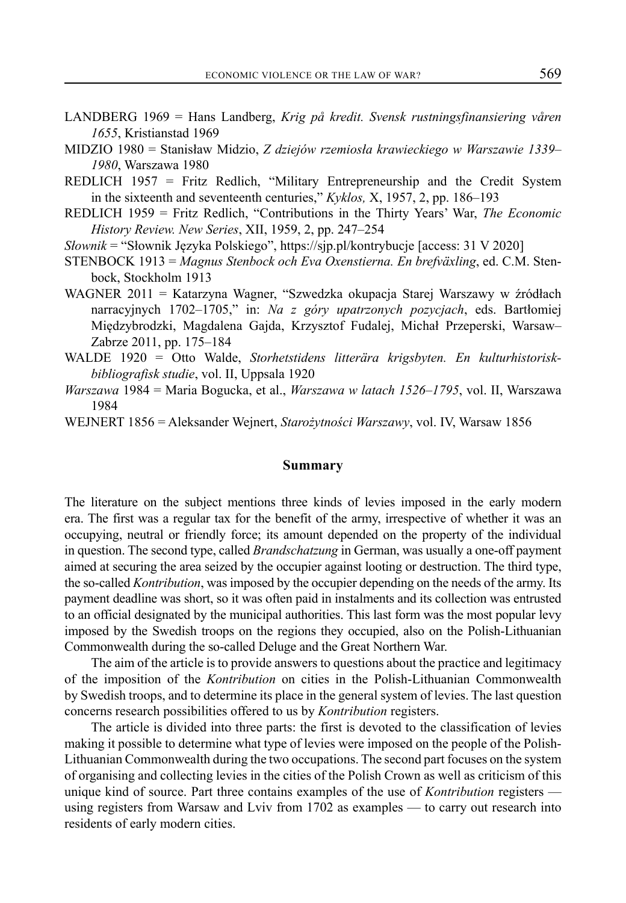LANDBERG 1969 = Hans Landberg, *Krig på kredit. Svensk rustningsfinansiering våren 1655*, Kristianstad 1969

MIDZIO 1980 = Stanisław Midzio, *Z dziejów rzemiosła krawieckiego w Warszawie 1339–1980*, Warszawa 1980

REDLICH 1957 = Fritz Redlich, "Military Entrepreneurship and the Credit System in the sixteenth and seventeenth centuries," *Kyklos,* X, 1957, 2, pp. 186–193

REDLICH 1959 = Fritz Redlich, "Contributions in the Thirty Years' War, *The Economic History Review. New Series*, XII, 1959, 2, pp. 247–254

*Słownik* = "Słownik Języka Polskiego", https://sjp.pl/kontrybucje [access: 31 V 2020]

STENBOCK 1913 = *Magnus Stenbock och Eva Oxenstierna. En brefväxling*, ed. C.M. Stenbock, Stockholm 1913

WAGNER 2011 = Katarzyna Wagner, "Szwedzka okupacja Starej Warszawy w źródłach narracyjnych 1702–1705," in: *Na z góry upatrzonych pozycjach*, eds. Bartłomiej Międzybrodzki, Magdalena Gajda, Krzysztof Fudalej, Michał Przeperski, Warsaw–Zabrze 2011, pp. 175–184

WALDE 1920 = Otto Walde, *Storhetstidens litterära krigsbyten. En kulturhistorisk-bibliografisk studie*, vol. II, Uppsala 1920

*Warszawa* 1984 = Maria Bogucka, et al., *Warszawa w latach 1526–1795*, vol. II, Warszawa 1984

WEJNERT 1856 = Aleksander Wejnert, *Starożytności Warszawy*, vol. IV, Warsaw 1856

## Summary

The literature on the subject mentions three kinds of levies imposed in the early modern era. The first was a regular tax for the benefit of the army, irrespective of whether it was an occupying, neutral or friendly force; its amount depended on the property of the individual in question. The second type, called *Brandschatzung* in German, was usually a one-off payment aimed at securing the area seized by the occupier against looting or destruction. The third type, the so-called *Kontribution*, was imposed by the occupier depending on the needs of the army. Its payment deadline was short, so it was often paid in instalments and its collection was entrusted to an official designated by the municipal authorities. This last form was the most popular levy imposed by the Swedish troops on the regions they occupied, also on the Polish-Lithuanian Commonwealth during the so-called Deluge and the Great Northern War.

The aim of the article is to provide answers to questions about the practice and legitimacy of the imposition of the *Kontribution* on cities in the Polish-Lithuanian Commonwealth by Swedish troops, and to determine its place in the general system of levies. The last question concerns research possibilities offered to us by *Kontribution* registers.

The article is divided into three parts: the first is devoted to the classification of levies making it possible to determine what type of levies were imposed on the people of the Polish-Lithuanian Commonwealth during the two occupations. The second part focuses on the system of organising and collecting levies in the cities of the Polish Crown as well as criticism of this unique kind of source. Part three contains examples of the use of *Kontribution* registers — using registers from Warsaw and Lviv from 1702 as examples — to carry out research into residents of early modern cities.